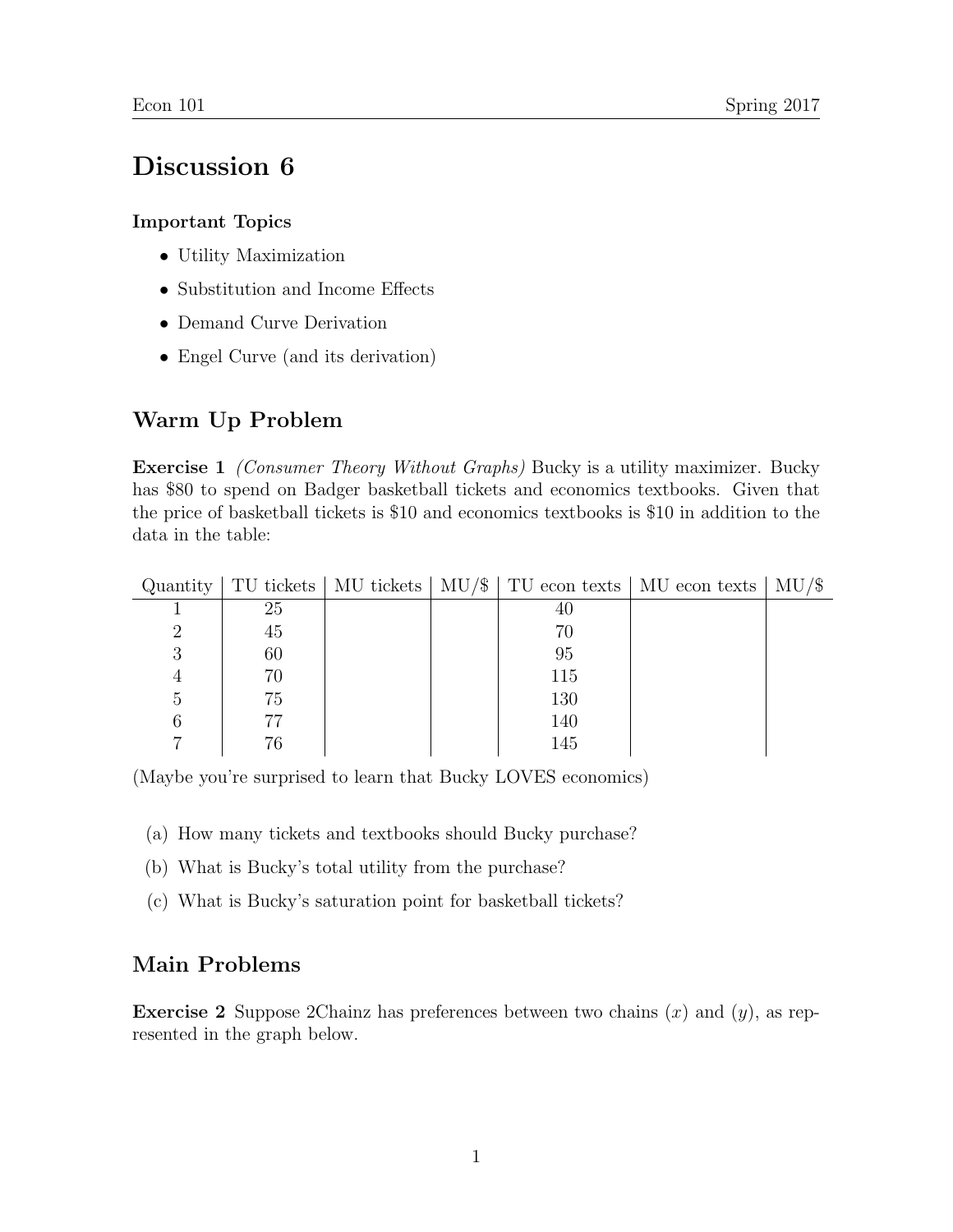# Discussion 6

### Important Topics

- Utility Maximization
- Substitution and Income Effects
- Demand Curve Derivation
- Engel Curve (and its derivation)

## Warm Up Problem

**Exercise 1** *(Consumer Theory Without Graphs)* Bucky is a utility maximizer. Bucky has $80 to spend on Badger basketball tickets and economics textbooks. Given that the price of basketball tickets is $10 and economics textbooks is $10 in addition to the data in the table:

| Quantity | TU tickets | MU tickets | MU/$ | TU econ texts | MU econ texts | MU/$ |
|---|---|---|---|---|---|---|
| 1 | 25 | | | 40 | | |
| 2 | 45 | | | 70 | | |
| 3 | 60 | | | 95 | | |
| 4 | 70 | | | 115 | | |
| 5 | 75 | | | 130 | | |
| 6 | 77 | | | 140 | | |
| 7 | 76 | | | 145 | | |

(Maybe you're surprised to learn that Bucky LOVES economics)

(a) How many tickets and textbooks should Bucky purchase?

(b) What is Bucky's total utility from the purchase?

(c) What is Bucky's saturation point for basketball tickets?

## Main Problems

**Exercise 2** Suppose 2Chainz has preferences between two chains ($x$) and ($y$), as represented in the graph below.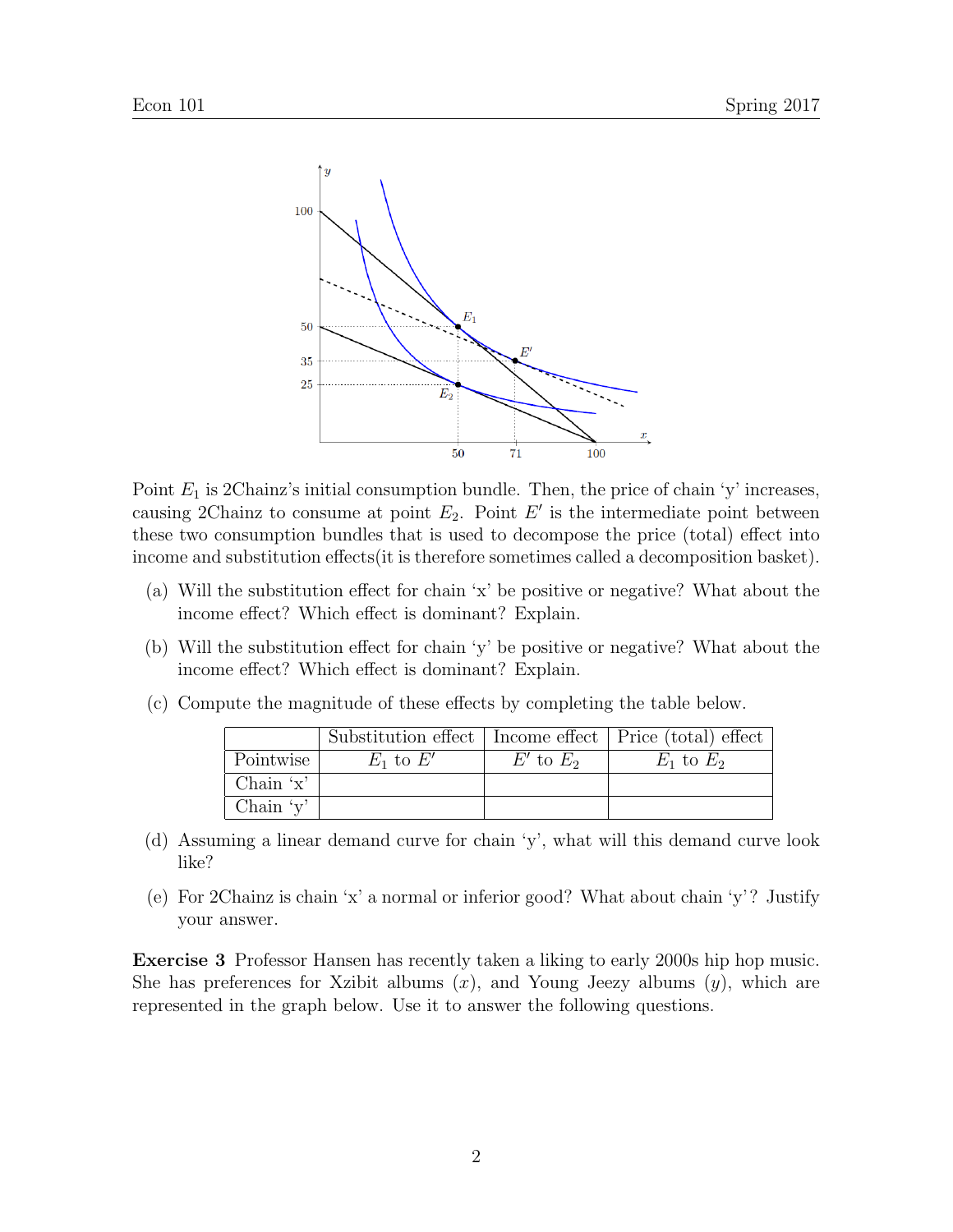Point $E_1$ is 2Chainz's initial consumption bundle. Then, the price of chain 'y' increases, causing 2Chainz to consume at point $E_2$. Point $E'$ is the intermediate point between these two consumption bundles that is used to decompose the price (total) effect into income and substitution effects(it is therefore sometimes called a decomposition basket).

(a) Will the substitution effect for chain 'x' be positive or negative? What about the income effect? Which effect is dominant? Explain.

(b) Will the substitution effect for chain 'y' be positive or negative? What about the income effect? Which effect is dominant? Explain.

(c) Compute the magnitude of these effects by completing the table below.

| | Substitution effect | Income effect | Price (total) effect |
|---|---|---|---|
| Pointwise | $E_1$ to $E'$ | $E'$ to $E_2$ | $E_1$ to $E_2$ |
| Chain 'x' | | | |
| Chain 'y' | | | |

(d) Assuming a linear demand curve for chain 'y', what will this demand curve look like?

(e) For 2Chainz is chain 'x' a normal or inferior good? What about chain 'y'? Justify your answer.

**Exercise 3** Professor Hansen has recently taken a liking to early 2000s hip hop music. She has preferences for Xzibit albums ($x$), and Young Jeezy albums ($y$), which are represented in the graph below. Use it to answer the following questions.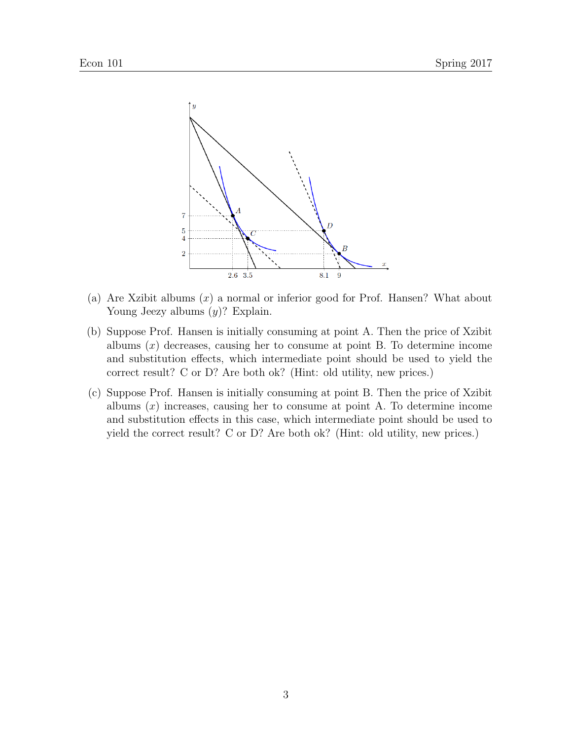y

7

5

4

2

A

C

D

B

x

2.6 3.5

8.1 9

(a) Are Xzibit albums ($x$) a normal or inferior good for Prof. Hansen? What about Young Jeezy albums ($y$)? Explain.

(b) Suppose Prof. Hansen is initially consuming at point A. Then the price of Xzibit albums ($x$) decreases, causing her to consume at point B. To determine income and substitution effects, which intermediate point should be used to yield the correct result? C or D? Are both ok? (Hint: old utility, new prices.)

(c) Suppose Prof. Hansen is initially consuming at point B. Then the price of Xzibit albums ($x$) increases, causing her to consume at point A. To determine income and substitution effects in this case, which intermediate point should be used to yield the correct result? C or D? Are both ok? (Hint: old utility, new prices.)